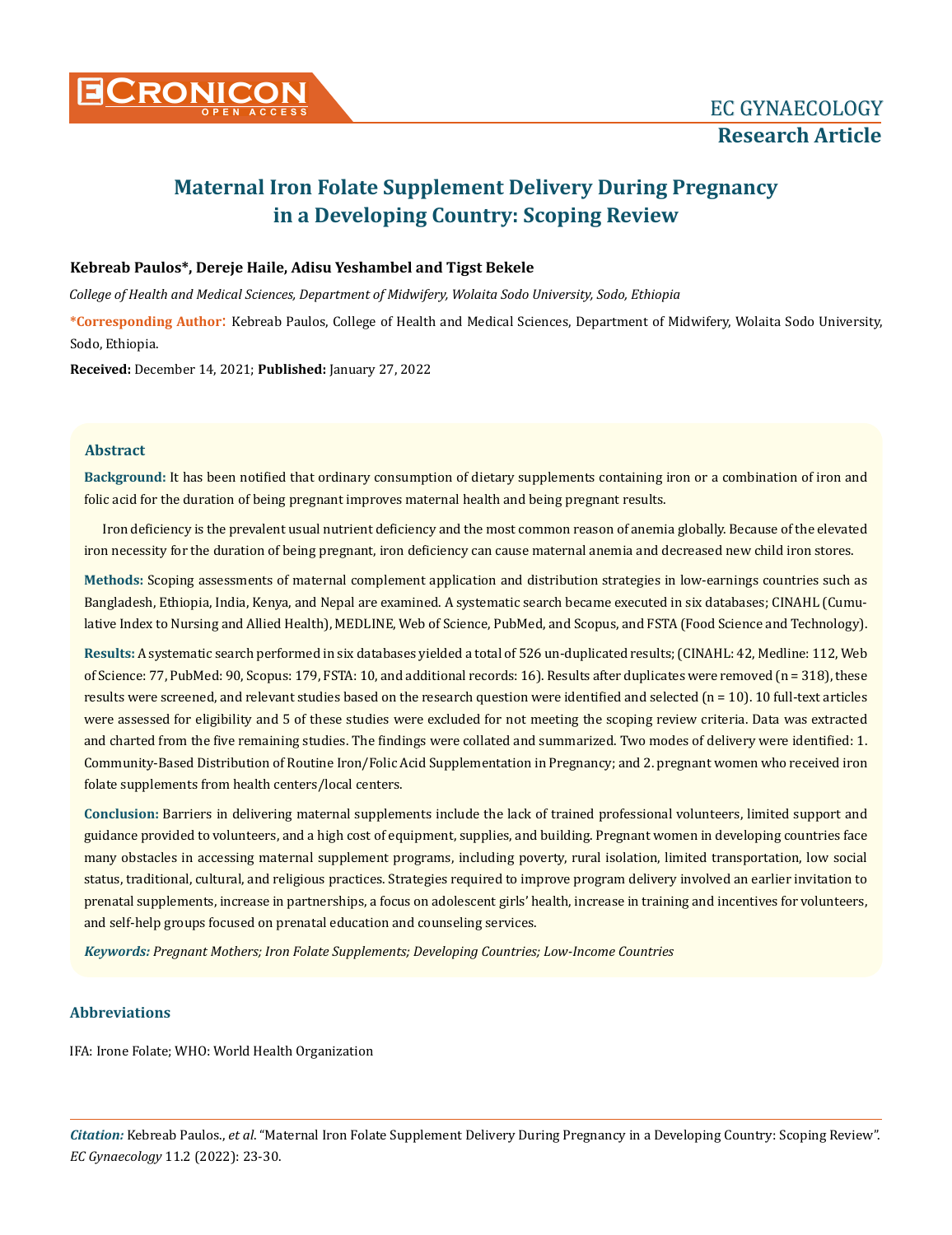# Maternal Iron Folate Supplement Delivery During Pregnancy in a Developing Country: Scoping Review

**Kebreab Paulos\*, Dereje Haile, Adisu Yeshambel and Tigst Bekele**

*College of Health and Medical Sciences, Department of Midwifery, Wolaita Sodo University, Sodo, Ethiopia*

**\*Corresponding Author:** Kebreab Paulos, College of Health and Medical Sciences, Department of Midwifery, Wolaita Sodo University, Sodo, Ethiopia.

**Received:** December 14, 2021; **Published:** January 27, 2022

## Abstract

**Background:** It has been notified that ordinary consumption of dietary supplements containing iron or a combination of iron and folic acid for the duration of being pregnant improves maternal health and being pregnant results.

Iron deficiency is the prevalent usual nutrient deficiency and the most common reason of anemia globally. Because of the elevated iron necessity for the duration of being pregnant, iron deficiency can cause maternal anemia and decreased new child iron stores.

**Methods:** Scoping assessments of maternal complement application and distribution strategies in low-earnings countries such as Bangladesh, Ethiopia, India, Kenya, and Nepal are examined. A systematic search became executed in six databases; CINAHL (Cumulative Index to Nursing and Allied Health), MEDLINE, Web of Science, PubMed, and Scopus, and FSTA (Food Science and Technology).

**Results:** A systematic search performed in six databases yielded a total of 526 un-duplicated results; (CINAHL: 42, Medline: 112, Web of Science: 77, PubMed: 90, Scopus: 179, FSTA: 10, and additional records: 16). Results after duplicates were removed (n = 318), these results were screened, and relevant studies based on the research question were identified and selected (n = 10). 10 full-text articles were assessed for eligibility and 5 of these studies were excluded for not meeting the scoping review criteria. Data was extracted and charted from the five remaining studies. The findings were collated and summarized. Two modes of delivery were identified: 1. Community-Based Distribution of Routine Iron/Folic Acid Supplementation in Pregnancy; and 2. pregnant women who received iron folate supplements from health centers/local centers.

**Conclusion:** Barriers in delivering maternal supplements include the lack of trained professional volunteers, limited support and guidance provided to volunteers, and a high cost of equipment, supplies, and building. Pregnant women in developing countries face many obstacles in accessing maternal supplement programs, including poverty, rural isolation, limited transportation, low social status, traditional, cultural, and religious practices. Strategies required to improve program delivery involved an earlier invitation to prenatal supplements, increase in partnerships, a focus on adolescent girls' health, increase in training and incentives for volunteers, and self-help groups focused on prenatal education and counseling services.

***Keywords:*** *Pregnant Mothers; Iron Folate Supplements; Developing Countries; Low-Income Countries*

## Abbreviations

IFA: Irone Folate; WHO: World Health Organization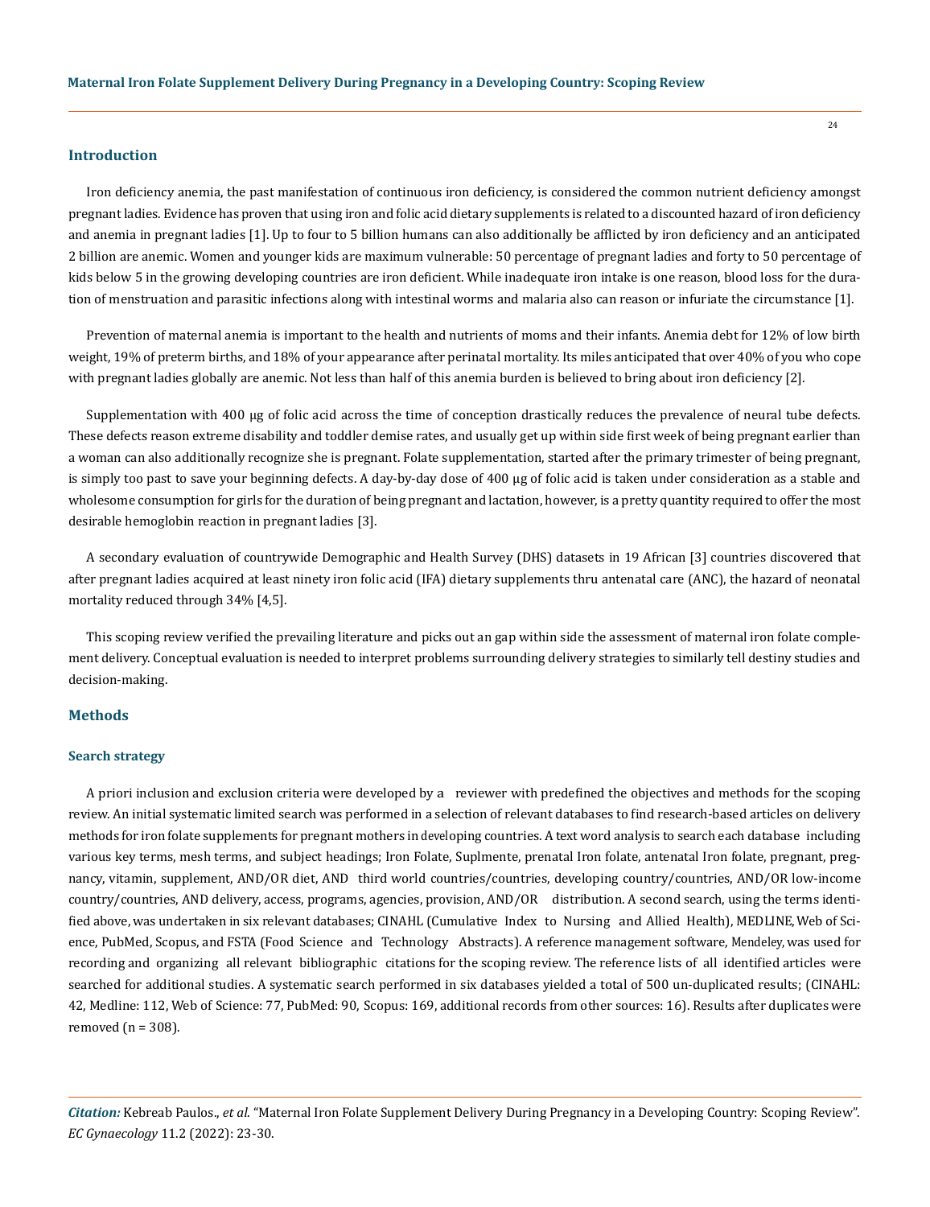## Introduction

Iron deficiency anemia, the past manifestation of continuous iron deficiency, is considered the common nutrient deficiency amongst pregnant ladies. Evidence has proven that using iron and folic acid dietary supplements is related to a discounted hazard of iron deficiency and anemia in pregnant ladies [1]. Up to four to 5 billion humans can also additionally be afflicted by iron deficiency and an anticipated 2 billion are anemic. Women and younger kids are maximum vulnerable: 50 percentage of pregnant ladies and forty to 50 percentage of kids below 5 in the growing developing countries are iron deficient. While inadequate iron intake is one reason, blood loss for the duration of menstruation and parasitic infections along with intestinal worms and malaria also can reason or infuriate the circumstance [1].

Prevention of maternal anemia is important to the health and nutrients of moms and their infants. Anemia debt for 12% of low birth weight, 19% of preterm births, and 18% of your appearance after perinatal mortality. Its miles anticipated that over 40% of you who cope with pregnant ladies globally are anemic. Not less than half of this anemia burden is believed to bring about iron deficiency [2].

Supplementation with 400 µg of folic acid across the time of conception drastically reduces the prevalence of neural tube defects. These defects reason extreme disability and toddler demise rates, and usually get up within side first week of being pregnant earlier than a woman can also additionally recognize she is pregnant. Folate supplementation, started after the primary trimester of being pregnant, is simply too past to save your beginning defects. A day-by-day dose of 400 µg of folic acid is taken under consideration as a stable and wholesome consumption for girls for the duration of being pregnant and lactation, however, is a pretty quantity required to offer the most desirable hemoglobin reaction in pregnant ladies [3].

A secondary evaluation of countrywide Demographic and Health Survey (DHS) datasets in 19 African [3] countries discovered that after pregnant ladies acquired at least ninety iron folic acid (IFA) dietary supplements thru antenatal care (ANC), the hazard of neonatal mortality reduced through 34% [4,5].

This scoping review verified the prevailing literature and picks out an gap within side the assessment of maternal iron folate complement delivery. Conceptual evaluation is needed to interpret problems surrounding delivery strategies to similarly tell destiny studies and decision-making.

## Methods

### Search strategy

A priori inclusion and exclusion criteria were developed by a reviewer with predefined the objectives and methods for the scoping review. An initial systematic limited search was performed in a selection of relevant databases to find research-based articles on delivery methods for iron folate supplements for pregnant mothers in developing countries. A text word analysis to search each database including various key terms, mesh terms, and subject headings; Iron Folate, Suplmente, prenatal Iron folate, antenatal Iron folate, pregnant, pregnancy, vitamin, supplement, AND/OR diet, AND third world countries/countries, developing country/countries, AND/OR low-income country/countries, AND delivery, access, programs, agencies, provision, AND/OR distribution. A second search, using the terms identified above, was undertaken in six relevant databases; CINAHL (Cumulative Index to Nursing and Allied Health), MEDLINE, Web of Science, PubMed, Scopus, and FSTA (Food Science and Technology Abstracts). A reference management software, Mendeley, was used for recording and organizing all relevant bibliographic citations for the scoping review. The reference lists of all identified articles were searched for additional studies. A systematic search performed in six databases yielded a total of 500 un-duplicated results; (CINAHL: 42, Medline: 112, Web of Science: 77, PubMed: 90, Scopus: 169, additional records from other sources: 16). Results after duplicates were removed (n = 308).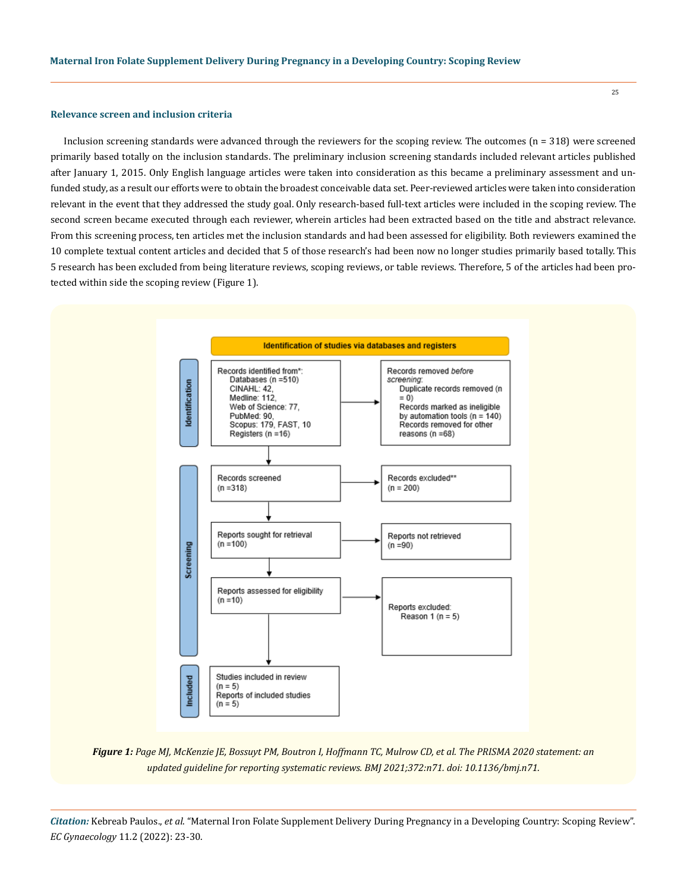### Relevance screen and inclusion criteria

Inclusion screening standards were advanced through the reviewers for the scoping review. The outcomes (n = 318) were screened primarily based totally on the inclusion standards. The preliminary inclusion screening standards included relevant articles published after January 1, 2015. Only English language articles were taken into consideration as this became a preliminary assessment and unfunded study, as a result our efforts were to obtain the broadest conceivable data set. Peer-reviewed articles were taken into consideration relevant in the event that they addressed the study goal. Only research-based full-text articles were included in the scoping review. The second screen became executed through each reviewer, wherein articles had been extracted based on the title and abstract relevance. From this screening process, ten articles met the inclusion standards and had been assessed for eligibility. Both reviewers examined the 10 complete textual content articles and decided that 5 of those research's had been now no longer studies primarily based totally. This 5 research has been excluded from being literature reviews, scoping reviews, or table reviews. Therefore, 5 of the articles had been protected within side the scoping review (Figure 1).

**Identification of studies via databases and registers**

**Identification**

Records identified from*:
Databases (n =510)
CINAHL: 42,
Medline: 112,
Web of Science: 77,
PubMed: 90,
Scopus: 179, FAST, 10
Registers (n =16)

→ Records removed *before screening*:
Duplicate records removed (n = 0)
Records marked as ineligible by automation tools (n = 140)
Records removed for other reasons (n =68)

**Screening**

Records screened (n =318) → Records excluded** (n = 200)

Reports sought for retrieval (n =100) → Reports not retrieved (n =90)

Reports assessed for eligibility (n =10) → Reports excluded: Reason 1 (n = 5)

**Included**

Studies included in review (n = 5)
Reports of included studies (n = 5)

***Figure 1:*** *Page MJ, McKenzie JE, Bossuyt PM, Boutron I, Hoffmann TC, Mulrow CD, et al. The PRISMA 2020 statement: an updated guideline for reporting systematic reviews. BMJ 2021;372:n71. doi: 10.1136/bmj.n71.*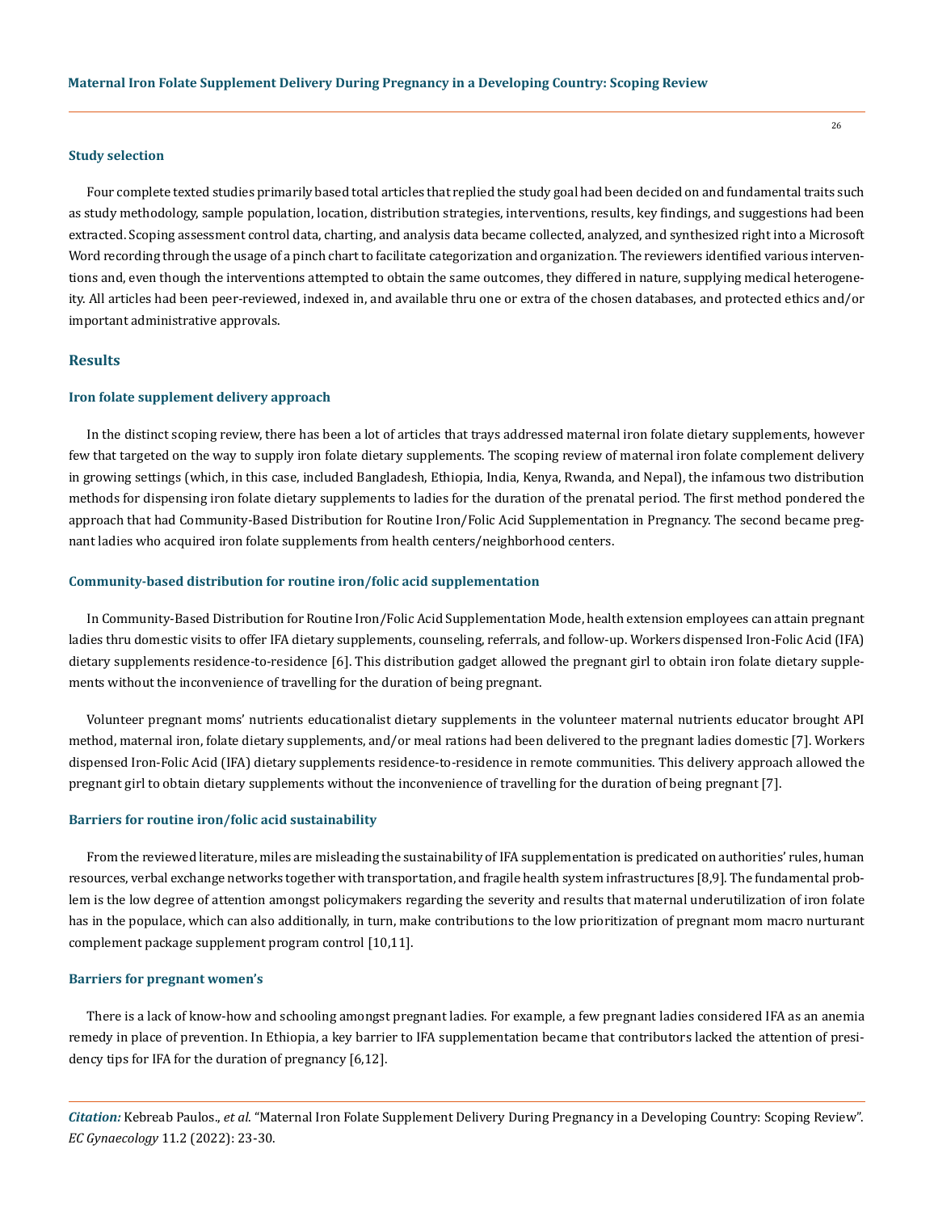### Study selection

Four complete texted studies primarily based total articles that replied the study goal had been decided on and fundamental traits such as study methodology, sample population, location, distribution strategies, interventions, results, key findings, and suggestions had been extracted. Scoping assessment control data, charting, and analysis data became collected, analyzed, and synthesized right into a Microsoft Word recording through the usage of a pinch chart to facilitate categorization and organization. The reviewers identified various interventions and, even though the interventions attempted to obtain the same outcomes, they differed in nature, supplying medical heterogeneity. All articles had been peer-reviewed, indexed in, and available thru one or extra of the chosen databases, and protected ethics and/or important administrative approvals.

## Results

### Iron folate supplement delivery approach

In the distinct scoping review, there has been a lot of articles that trays addressed maternal iron folate dietary supplements, however few that targeted on the way to supply iron folate dietary supplements. The scoping review of maternal iron folate complement delivery in growing settings (which, in this case, included Bangladesh, Ethiopia, India, Kenya, Rwanda, and Nepal), the infamous two distribution methods for dispensing iron folate dietary supplements to ladies for the duration of the prenatal period. The first method pondered the approach that had Community-Based Distribution for Routine Iron/Folic Acid Supplementation in Pregnancy. The second became pregnant ladies who acquired iron folate supplements from health centers/neighborhood centers.

### Community-based distribution for routine iron/folic acid supplementation

In Community-Based Distribution for Routine Iron/Folic Acid Supplementation Mode, health extension employees can attain pregnant ladies thru domestic visits to offer IFA dietary supplements, counseling, referrals, and follow-up. Workers dispensed Iron-Folic Acid (IFA) dietary supplements residence-to-residence [6]. This distribution gadget allowed the pregnant girl to obtain iron folate dietary supplements without the inconvenience of travelling for the duration of being pregnant.

Volunteer pregnant moms' nutrients educationalist dietary supplements in the volunteer maternal nutrients educator brought API method, maternal iron, folate dietary supplements, and/or meal rations had been delivered to the pregnant ladies domestic [7]. Workers dispensed Iron-Folic Acid (IFA) dietary supplements residence-to-residence in remote communities. This delivery approach allowed the pregnant girl to obtain dietary supplements without the inconvenience of travelling for the duration of being pregnant [7].

### Barriers for routine iron/folic acid sustainability

From the reviewed literature, miles are misleading the sustainability of IFA supplementation is predicated on authorities' rules, human resources, verbal exchange networks together with transportation, and fragile health system infrastructures [8,9]. The fundamental problem is the low degree of attention amongst policymakers regarding the severity and results that maternal underutilization of iron folate has in the populace, which can also additionally, in turn, make contributions to the low prioritization of pregnant mom macro nurturant complement package supplement program control [10,11].

### Barriers for pregnant women's

There is a lack of know-how and schooling amongst pregnant ladies. For example, a few pregnant ladies considered IFA as an anemia remedy in place of prevention. In Ethiopia, a key barrier to IFA supplementation became that contributors lacked the attention of presidency tips for IFA for the duration of pregnancy [6,12].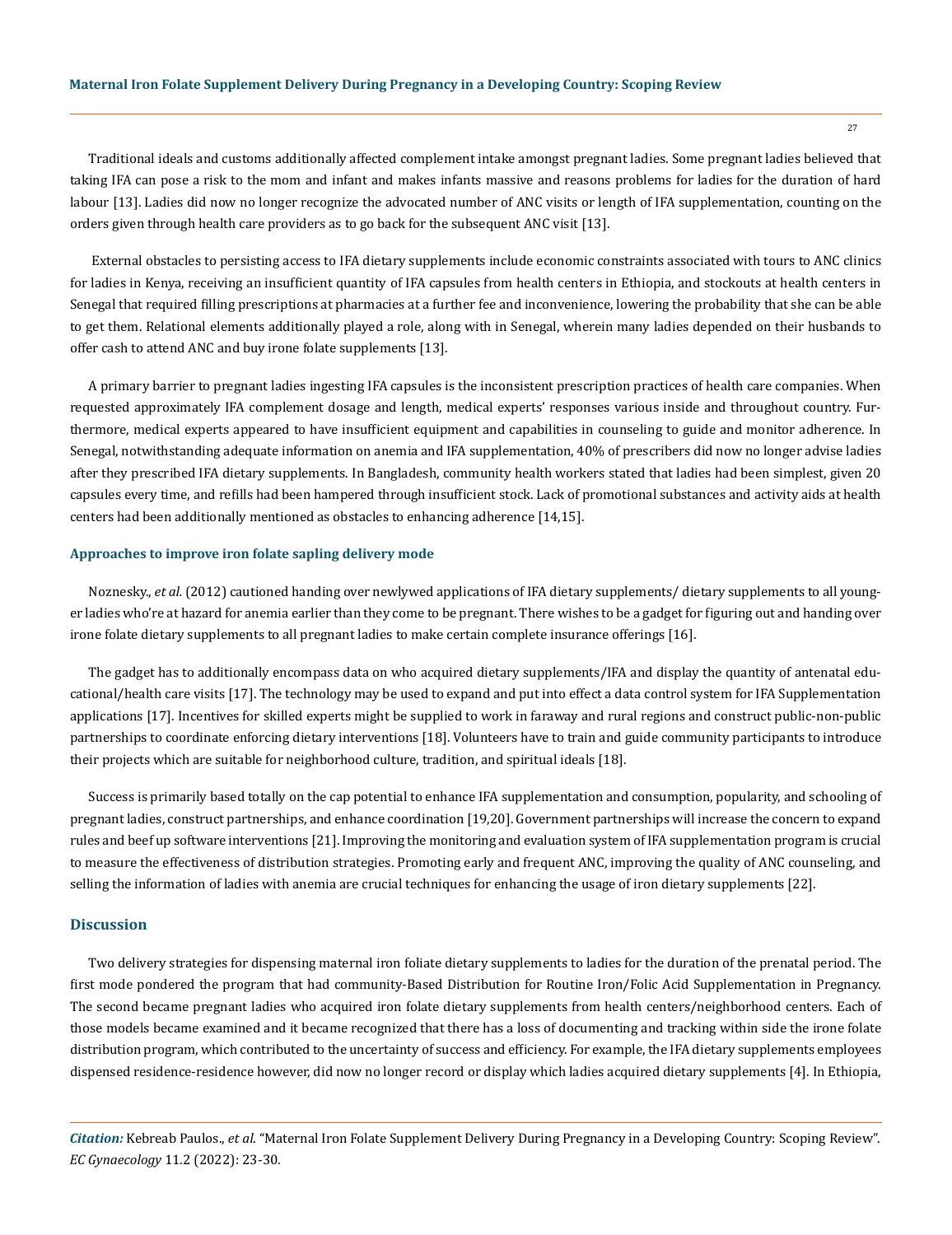Traditional ideals and customs additionally affected complement intake amongst pregnant ladies. Some pregnant ladies believed that taking IFA can pose a risk to the mom and infant and makes infants massive and reasons problems for ladies for the duration of hard labour [13]. Ladies did now no longer recognize the advocated number of ANC visits or length of IFA supplementation, counting on the orders given through health care providers as to go back for the subsequent ANC visit [13].

External obstacles to persisting access to IFA dietary supplements include economic constraints associated with tours to ANC clinics for ladies in Kenya, receiving an insufficient quantity of IFA capsules from health centers in Ethiopia, and stockouts at health centers in Senegal that required filling prescriptions at pharmacies at a further fee and inconvenience, lowering the probability that she can be able to get them. Relational elements additionally played a role, along with in Senegal, wherein many ladies depended on their husbands to offer cash to attend ANC and buy irone folate supplements [13].

A primary barrier to pregnant ladies ingesting IFA capsules is the inconsistent prescription practices of health care companies. When requested approximately IFA complement dosage and length, medical experts' responses various inside and throughout country. Furthermore, medical experts appeared to have insufficient equipment and capabilities in counseling to guide and monitor adherence. In Senegal, notwithstanding adequate information on anemia and IFA supplementation, 40% of prescribers did now no longer advise ladies after they prescribed IFA dietary supplements. In Bangladesh, community health workers stated that ladies had been simplest, given 20 capsules every time, and refills had been hampered through insufficient stock. Lack of promotional substances and activity aids at health centers had been additionally mentioned as obstacles to enhancing adherence [14,15].

### Approaches to improve iron folate sapling delivery mode

Noznesky., *et al.* (2012) cautioned handing over newlywed applications of IFA dietary supplements/ dietary supplements to all younger ladies who're at hazard for anemia earlier than they come to be pregnant. There wishes to be a gadget for figuring out and handing over irone folate dietary supplements to all pregnant ladies to make certain complete insurance offerings [16].

The gadget has to additionally encompass data on who acquired dietary supplements/IFA and display the quantity of antenatal educational/health care visits [17]. The technology may be used to expand and put into effect a data control system for IFA Supplementation applications [17]. Incentives for skilled experts might be supplied to work in faraway and rural regions and construct public-non-public partnerships to coordinate enforcing dietary interventions [18]. Volunteers have to train and guide community participants to introduce their projects which are suitable for neighborhood culture, tradition, and spiritual ideals [18].

Success is primarily based totally on the cap potential to enhance IFA supplementation and consumption, popularity, and schooling of pregnant ladies, construct partnerships, and enhance coordination [19,20]. Government partnerships will increase the concern to expand rules and beef up software interventions [21]. Improving the monitoring and evaluation system of IFA supplementation program is crucial to measure the effectiveness of distribution strategies. Promoting early and frequent ANC, improving the quality of ANC counseling, and selling the information of ladies with anemia are crucial techniques for enhancing the usage of iron dietary supplements [22].

## Discussion

Two delivery strategies for dispensing maternal iron foliate dietary supplements to ladies for the duration of the prenatal period. The first mode pondered the program that had community-Based Distribution for Routine Iron/Folic Acid Supplementation in Pregnancy. The second became pregnant ladies who acquired iron folate dietary supplements from health centers/neighborhood centers. Each of those models became examined and it became recognized that there has a loss of documenting and tracking within side the irone folate distribution program, which contributed to the uncertainty of success and efficiency. For example, the IFA dietary supplements employees dispensed residence-residence however, did now no longer record or display which ladies acquired dietary supplements [4]. In Ethiopia,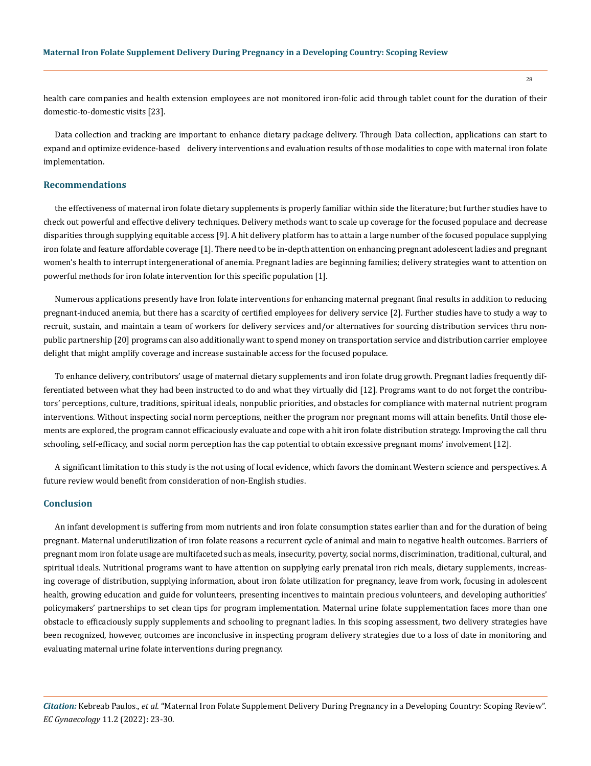health care companies and health extension employees are not monitored iron-folic acid through tablet count for the duration of their domestic-to-domestic visits [23].

Data collection and tracking are important to enhance dietary package delivery. Through Data collection, applications can start to expand and optimize evidence-based delivery interventions and evaluation results of those modalities to cope with maternal iron folate implementation.

## Recommendations

the effectiveness of maternal iron folate dietary supplements is properly familiar within side the literature; but further studies have to check out powerful and effective delivery techniques. Delivery methods want to scale up coverage for the focused populace and decrease disparities through supplying equitable access [9]. A hit delivery platform has to attain a large number of the focused populace supplying iron folate and feature affordable coverage [1]. There need to be in-depth attention on enhancing pregnant adolescent ladies and pregnant women's health to interrupt intergenerational of anemia. Pregnant ladies are beginning families; delivery strategies want to attention on powerful methods for iron folate intervention for this specific population [1].

Numerous applications presently have Iron folate interventions for enhancing maternal pregnant final results in addition to reducing pregnant-induced anemia, but there has a scarcity of certified employees for delivery service [2]. Further studies have to study a way to recruit, sustain, and maintain a team of workers for delivery services and/or alternatives for sourcing distribution services thru non-public partnership [20] programs can also additionally want to spend money on transportation service and distribution carrier employee delight that might amplify coverage and increase sustainable access for the focused populace.

To enhance delivery, contributors' usage of maternal dietary supplements and iron folate drug growth. Pregnant ladies frequently differentiated between what they had been instructed to do and what they virtually did [12]. Programs want to do not forget the contributors' perceptions, culture, traditions, spiritual ideals, nonpublic priorities, and obstacles for compliance with maternal nutrient program interventions. Without inspecting social norm perceptions, neither the program nor pregnant moms will attain benefits. Until those elements are explored, the program cannot efficaciously evaluate and cope with a hit iron folate distribution strategy. Improving the call thru schooling, self-efficacy, and social norm perception has the cap potential to obtain excessive pregnant moms' involvement [12].

A significant limitation to this study is the not using of local evidence, which favors the dominant Western science and perspectives. A future review would benefit from consideration of non-English studies.

## Conclusion

An infant development is suffering from mom nutrients and iron folate consumption states earlier than and for the duration of being pregnant. Maternal underutilization of iron folate reasons a recurrent cycle of animal and main to negative health outcomes. Barriers of pregnant mom iron folate usage are multifaceted such as meals, insecurity, poverty, social norms, discrimination, traditional, cultural, and spiritual ideals. Nutritional programs want to have attention on supplying early prenatal iron rich meals, dietary supplements, increasing coverage of distribution, supplying information, about iron folate utilization for pregnancy, leave from work, focusing in adolescent health, growing education and guide for volunteers, presenting incentives to maintain precious volunteers, and developing authorities' policymakers' partnerships to set clean tips for program implementation. Maternal urine folate supplementation faces more than one obstacle to efficaciously supply supplements and schooling to pregnant ladies. In this scoping assessment, two delivery strategies have been recognized, however, outcomes are inconclusive in inspecting program delivery strategies due to a loss of date in monitoring and evaluating maternal urine folate interventions during pregnancy.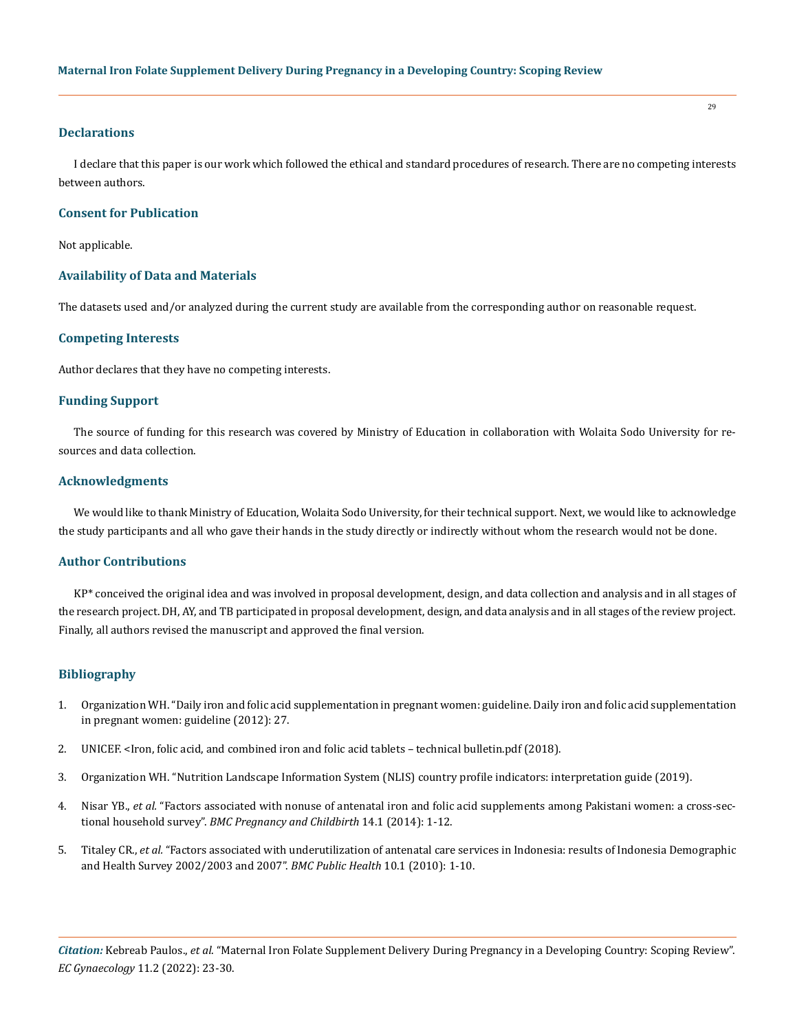## Declarations

I declare that this paper is our work which followed the ethical and standard procedures of research. There are no competing interests between authors.

## Consent for Publication

Not applicable.

## Availability of Data and Materials

The datasets used and/or analyzed during the current study are available from the corresponding author on reasonable request.

## Competing Interests

Author declares that they have no competing interests.

## Funding Support

The source of funding for this research was covered by Ministry of Education in collaboration with Wolaita Sodo University for resources and data collection.

## Acknowledgments

We would like to thank Ministry of Education, Wolaita Sodo University, for their technical support. Next, we would like to acknowledge the study participants and all who gave their hands in the study directly or indirectly without whom the research would not be done.

## Author Contributions

KP* conceived the original idea and was involved in proposal development, design, and data collection and analysis and in all stages of the research project. DH, AY, and TB participated in proposal development, design, and data analysis and in all stages of the review project. Finally, all authors revised the manuscript and approved the final version.

## Bibliography

1. Organization WH. "Daily iron and folic acid supplementation in pregnant women: guideline. Daily iron and folic acid supplementation in pregnant women: guideline (2012): 27.
2. UNICEF. <Iron, folic acid, and combined iron and folic acid tablets – technical bulletin.pdf (2018).
3. Organization WH. "Nutrition Landscape Information System (NLIS) country profile indicators: interpretation guide (2019).
4. Nisar YB., *et al.* "Factors associated with nonuse of antenatal iron and folic acid supplements among Pakistani women: a cross-sectional household survey". *BMC Pregnancy and Childbirth* 14.1 (2014): 1-12.
5. Titaley CR., *et al.* "Factors associated with underutilization of antenatal care services in Indonesia: results of Indonesia Demographic and Health Survey 2002/2003 and 2007". *BMC Public Health* 10.1 (2010): 1-10.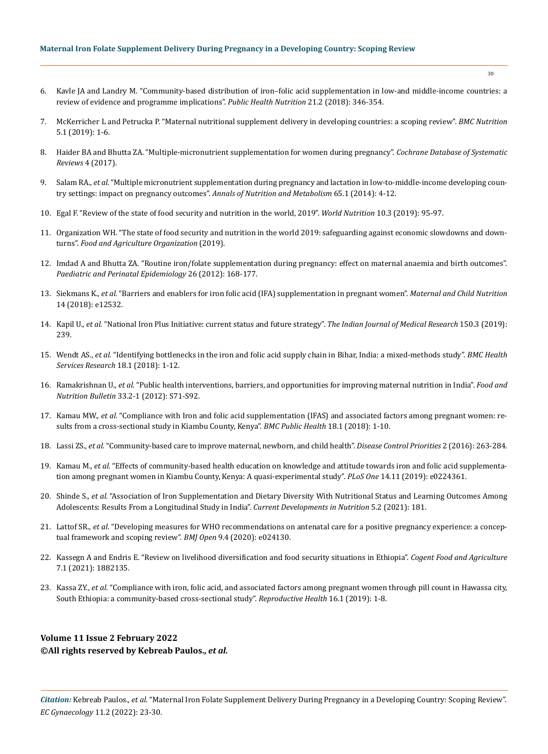6. Kavle JA and Landry M. "Community-based distribution of iron–folic acid supplementation in low-and middle-income countries: a review of evidence and programme implications". *Public Health Nutrition* 21.2 (2018): 346-354.

7. McKerricher L and Petrucka P. "Maternal nutritional supplement delivery in developing countries: a scoping review". *BMC Nutrition* 5.1 (2019): 1-6.

8. Haider BA and Bhutta ZA. "Multiple-micronutrient supplementation for women during pregnancy". *Cochrane Database of Systematic Reviews* 4 (2017).

9. Salam RA., *et al.* "Multiple micronutrient supplementation during pregnancy and lactation in low-to-middle-income developing country settings: impact on pregnancy outcomes". *Annals of Nutrition and Metabolism* 65.1 (2014): 4-12.

10. Egal F. "Review of the state of food security and nutrition in the world, 2019". *World Nutrition* 10.3 (2019): 95-97.

11. Organization WH. "The state of food security and nutrition in the world 2019: safeguarding against economic slowdowns and downturns". *Food and Agriculture Organization* (2019).

12. Imdad A and Bhutta ZA. "Routine iron/folate supplementation during pregnancy: effect on maternal anaemia and birth outcomes". *Paediatric and Perinatal Epidemiology* 26 (2012): 168-177.

13. Siekmans K., *et al.* "Barriers and enablers for iron folic acid (IFA) supplementation in pregnant women". *Maternal and Child Nutrition* 14 (2018): e12532.

14. Kapil U., *et al.* "National Iron Plus Initiative: current status and future strategy". *The Indian Journal of Medical Research* 150.3 (2019): 239.

15. Wendt AS., *et al.* "Identifying bottlenecks in the iron and folic acid supply chain in Bihar, India: a mixed-methods study". *BMC Health Services Research* 18.1 (2018): 1-12.

16. Ramakrishnan U., *et al.* "Public health interventions, barriers, and opportunities for improving maternal nutrition in India". *Food and Nutrition Bulletin* 33.2-1 (2012): S71-S92.

17. Kamau MW., *et al.* "Compliance with Iron and folic acid supplementation (IFAS) and associated factors among pregnant women: results from a cross-sectional study in Kiambu County, Kenya". *BMC Public Health* 18.1 (2018): 1-10.

18. Lassi ZS., *et al.* "Community-based care to improve maternal, newborn, and child health". *Disease Control Priorities* 2 (2016): 263-284.

19. Kamau M., *et al.* "Effects of community-based health education on knowledge and attitude towards iron and folic acid supplementation among pregnant women in Kiambu County, Kenya: A quasi-experimental study". *PLoS One* 14.11 (2019): e0224361.

20. Shinde S., *et al.* "Association of Iron Supplementation and Dietary Diversity With Nutritional Status and Learning Outcomes Among Adolescents: Results From a Longitudinal Study in India". *Current Developments in Nutrition* 5.2 (2021): 181.

21. Lattof SR., *et al.* "Developing measures for WHO recommendations on antenatal care for a positive pregnancy experience: a conceptual framework and scoping review". *BMJ Open* 9.4 (2020): e024130.

22. Kassegn A and Endris E. "Review on livelihood diversification and food security situations in Ethiopia". *Cogent Food and Agriculture* 7.1 (2021): 1882135.

23. Kassa ZY., *et al.* "Compliance with iron, folic acid, and associated factors among pregnant women through pill count in Hawassa city, South Ethiopia: a community-based cross-sectional study". *Reproductive Health* 16.1 (2019): 1-8.

**Volume 11 Issue 2 February 2022**
**©All rights reserved by Kebreab Paulos., *et al.***